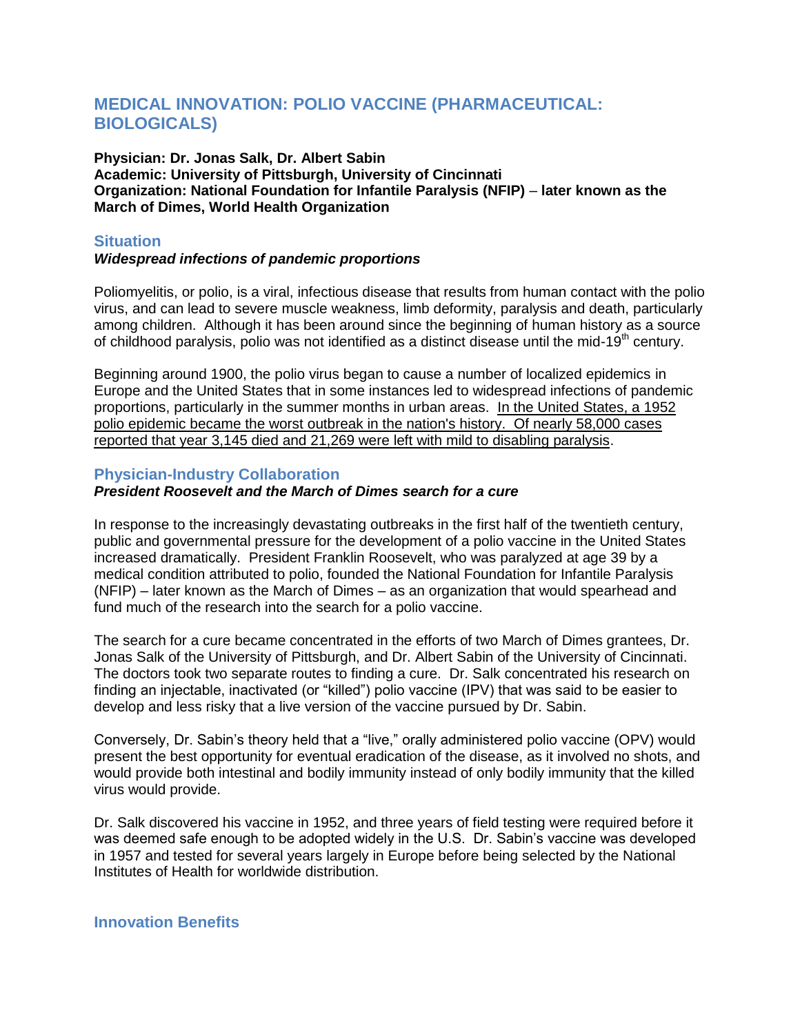# MEDICAL INNOVATION: POLIO VACCINE (PHARMACEUTICAL: BIOLOGICALS)

**Physician: Dr. Jonas Salk, Dr. Albert Sabin**
**Academic: University of Pittsburgh, University of Cincinnati**
**Organization: National Foundation for Infantile Paralysis (NFIP) – later known as the March of Dimes, World Health Organization**

## Situation

***Widespread infections of pandemic proportions***

Poliomyelitis, or polio, is a viral, infectious disease that results from human contact with the polio virus, and can lead to severe muscle weakness, limb deformity, paralysis and death, particularly among children. Although it has been around since the beginning of human history as a source of childhood paralysis, polio was not identified as a distinct disease until the mid-19th century.

Beginning around 1900, the polio virus began to cause a number of localized epidemics in Europe and the United States that in some instances led to widespread infections of pandemic proportions, particularly in the summer months in urban areas. In the United States, a 1952 polio epidemic became the worst outbreak in the nation's history. Of nearly 58,000 cases reported that year 3,145 died and 21,269 were left with mild to disabling paralysis.

## Physician-Industry Collaboration

***President Roosevelt and the March of Dimes search for a cure***

In response to the increasingly devastating outbreaks in the first half of the twentieth century, public and governmental pressure for the development of a polio vaccine in the United States increased dramatically. President Franklin Roosevelt, who was paralyzed at age 39 by a medical condition attributed to polio, founded the National Foundation for Infantile Paralysis (NFIP) – later known as the March of Dimes – as an organization that would spearhead and fund much of the research into the search for a polio vaccine.

The search for a cure became concentrated in the efforts of two March of Dimes grantees, Dr. Jonas Salk of the University of Pittsburgh, and Dr. Albert Sabin of the University of Cincinnati. The doctors took two separate routes to finding a cure. Dr. Salk concentrated his research on finding an injectable, inactivated (or "killed") polio vaccine (IPV) that was said to be easier to develop and less risky that a live version of the vaccine pursued by Dr. Sabin.

Conversely, Dr. Sabin's theory held that a "live," orally administered polio vaccine (OPV) would present the best opportunity for eventual eradication of the disease, as it involved no shots, and would provide both intestinal and bodily immunity instead of only bodily immunity that the killed virus would provide.

Dr. Salk discovered his vaccine in 1952, and three years of field testing were required before it was deemed safe enough to be adopted widely in the U.S. Dr. Sabin's vaccine was developed in 1957 and tested for several years largely in Europe before being selected by the National Institutes of Health for worldwide distribution.

## Innovation Benefits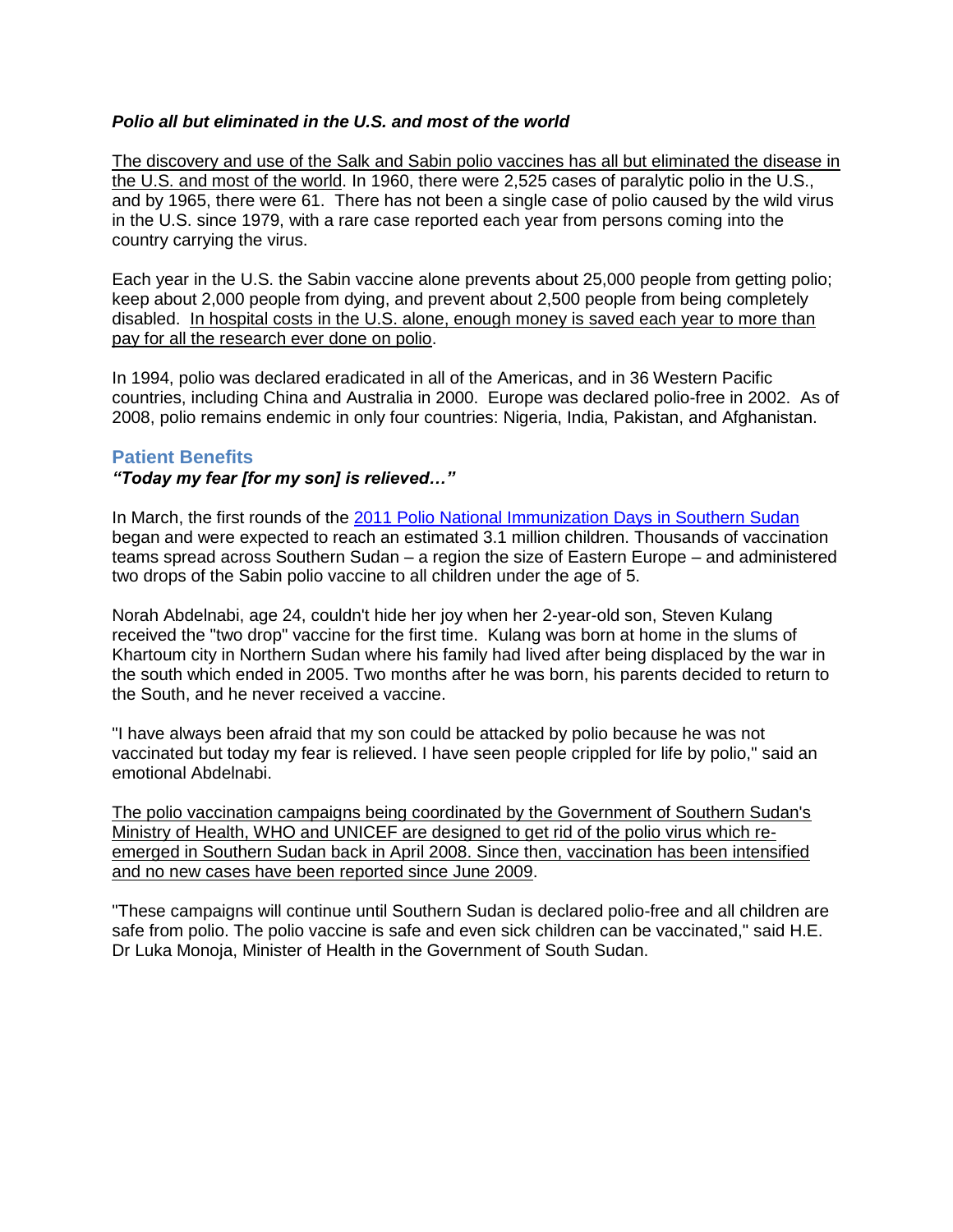***Polio all but eliminated in the U.S. and most of the world***

The discovery and use of the Salk and Sabin polio vaccines has all but eliminated the disease in the U.S. and most of the world. In 1960, there were 2,525 cases of paralytic polio in the U.S., and by 1965, there were 61. There has not been a single case of polio caused by the wild virus in the U.S. since 1979, with a rare case reported each year from persons coming into the country carrying the virus.

Each year in the U.S. the Sabin vaccine alone prevents about 25,000 people from getting polio; keep about 2,000 people from dying, and prevent about 2,500 people from being completely disabled. In hospital costs in the U.S. alone, enough money is saved each year to more than pay for all the research ever done on polio.

In 1994, polio was declared eradicated in all of the Americas, and in 36 Western Pacific countries, including China and Australia in 2000. Europe was declared polio-free in 2002. As of 2008, polio remains endemic in only four countries: Nigeria, India, Pakistan, and Afghanistan.

## Patient Benefits

***"Today my fear [for my son] is relieved…"***

In March, the first rounds of the 2011 Polio National Immunization Days in Southern Sudan began and were expected to reach an estimated 3.1 million children. Thousands of vaccination teams spread across Southern Sudan – a region the size of Eastern Europe – and administered two drops of the Sabin polio vaccine to all children under the age of 5.

Norah Abdelnabi, age 24, couldn't hide her joy when her 2-year-old son, Steven Kulang received the "two drop" vaccine for the first time. Kulang was born at home in the slums of Khartoum city in Northern Sudan where his family had lived after being displaced by the war in the south which ended in 2005. Two months after he was born, his parents decided to return to the South, and he never received a vaccine.

"I have always been afraid that my son could be attacked by polio because he was not vaccinated but today my fear is relieved. I have seen people crippled for life by polio," said an emotional Abdelnabi.

The polio vaccination campaigns being coordinated by the Government of Southern Sudan's Ministry of Health, WHO and UNICEF are designed to get rid of the polio virus which re-emerged in Southern Sudan back in April 2008. Since then, vaccination has been intensified and no new cases have been reported since June 2009.

"These campaigns will continue until Southern Sudan is declared polio-free and all children are safe from polio. The polio vaccine is safe and even sick children can be vaccinated," said H.E. Dr Luka Monoja, Minister of Health in the Government of South Sudan.